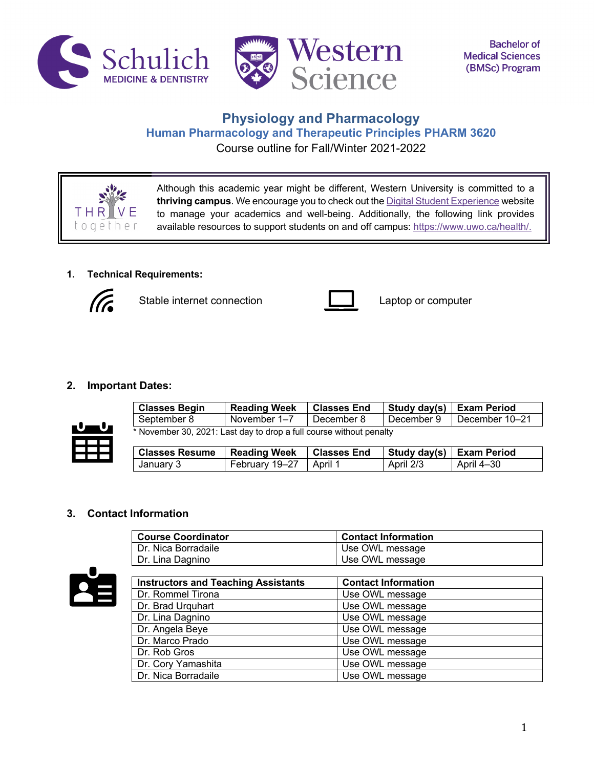Bachelor of Medical Sciences (BMSc) Program

# Physiology and Pharmacology

## Human Pharmacology and Therapeutic Principles PHARM 3620

Course outline for Fall/Winter 2021-2022

Although this academic year might be different, Western University is committed to a **thriving campus**. We encourage you to check out the Digital Student Experience website to manage your academics and well-being. Additionally, the following link provides available resources to support students on and off campus: https://www.uwo.ca/health/.

### 1. Technical Requirements:

Stable internet connection

Laptop or computer

### 2. Important Dates:

| Classes Begin | Reading Week | Classes End | Study day(s) | Exam Period |
|---|---|---|---|---|
| September 8 | November 1–7 | December 8 | December 9 | December 10–21 |

* November 30, 2021: Last day to drop a full course without penalty

| Classes Resume | Reading Week | Classes End | Study day(s) | Exam Period |
|---|---|---|---|---|
| January 3 | February 19–27 | April 1 | April 2/3 | April 4–30 |

### 3. Contact Information

| Course Coordinator | Contact Information |
|---|---|
| Dr. Nica Borradaile | Use OWL message |
| Dr. Lina Dagnino | Use OWL message |

| Instructors and Teaching Assistants | Contact Information |
|---|---|
| Dr. Rommel Tirona | Use OWL message |
| Dr. Brad Urquhart | Use OWL message |
| Dr. Lina Dagnino | Use OWL message |
| Dr. Angela Beye | Use OWL message |
| Dr. Marco Prado | Use OWL message |
| Dr. Rob Gros | Use OWL message |
| Dr. Cory Yamashita | Use OWL message |
| Dr. Nica Borradaile | Use OWL message |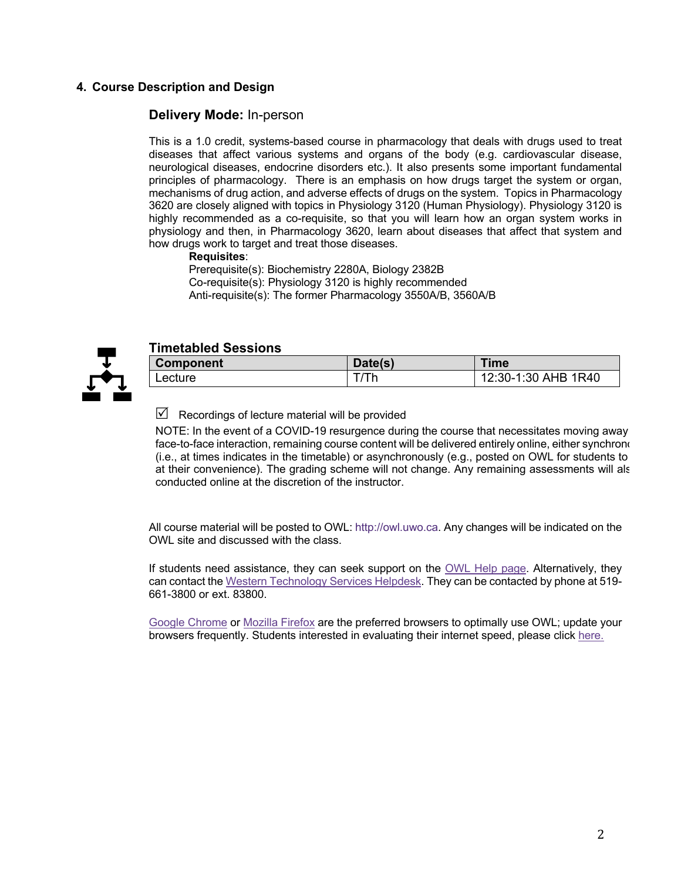## 4. Course Description and Design

### Delivery Mode: In-person

This is a 1.0 credit, systems-based course in pharmacology that deals with drugs used to treat diseases that affect various systems and organs of the body (e.g. cardiovascular disease, neurological diseases, endocrine disorders etc.). It also presents some important fundamental principles of pharmacology. There is an emphasis on how drugs target the system or organ, mechanisms of drug action, and adverse effects of drugs on the system. Topics in Pharmacology 3620 are closely aligned with topics in Physiology 3120 (Human Physiology). Physiology 3120 is highly recommended as a co-requisite, so that you will learn how an organ system works in physiology and then, in Pharmacology 3620, learn about diseases that affect that system and how drugs work to target and treat those diseases.

**Requisites**:
Prerequisite(s): Biochemistry 2280A, Biology 2382B
Co-requisite(s): Physiology 3120 is highly recommended
Anti-requisite(s): The former Pharmacology 3550A/B, 3560A/B

### Timetabled Sessions

| Component | Date(s) | Time |
| --- | --- | --- |
| Lecture | T/Th | 12:30-1:30 AHB 1R40 |

☑ Recordings of lecture material will be provided

NOTE: In the event of a COVID-19 resurgence during the course that necessitates moving away face-to-face interaction, remaining course content will be delivered entirely online, either synchrono (i.e., at times indicates in the timetable) or asynchronously (e.g., posted on OWL for students to at their convenience). The grading scheme will not change. Any remaining assessments will als conducted online at the discretion of the instructor.

All course material will be posted to OWL: http://owl.uwo.ca. Any changes will be indicated on the OWL site and discussed with the class.

If students need assistance, they can seek support on the OWL Help page. Alternatively, they can contact the Western Technology Services Helpdesk. They can be contacted by phone at 519-661-3800 or ext. 83800.

Google Chrome or Mozilla Firefox are the preferred browsers to optimally use OWL; update your browsers frequently. Students interested in evaluating their internet speed, please click here.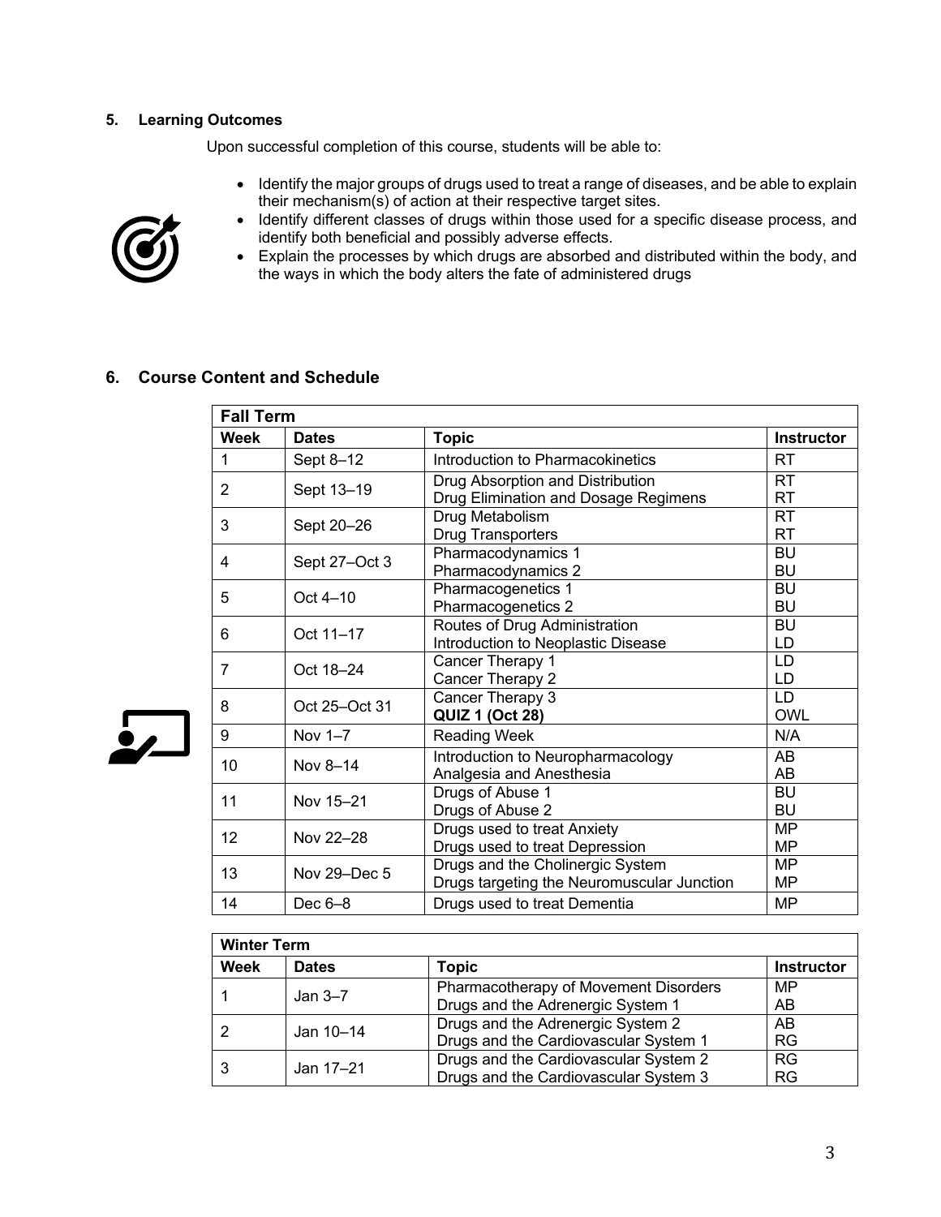## 5. Learning Outcomes

Upon successful completion of this course, students will be able to:

- Identify the major groups of drugs used to treat a range of diseases, and be able to explain their mechanism(s) of action at their respective target sites.
- Identify different classes of drugs within those used for a specific disease process, and identify both beneficial and possibly adverse effects.
- Explain the processes by which drugs are absorbed and distributed within the body, and the ways in which the body alters the fate of administered drugs

## 6. Course Content and Schedule

| **Fall Term** | | | |
|---|---|---|---|
| **Week** | **Dates** | **Topic** | **Instructor** |
| 1 | Sept 8–12 | Introduction to Pharmacokinetics | RT |
| 2 | Sept 13–19 | Drug Absorption and Distribution<br>Drug Elimination and Dosage Regimens | RT<br>RT |
| 3 | Sept 20–26 | Drug Metabolism<br>Drug Transporters | RT<br>RT |
| 4 | Sept 27–Oct 3 | Pharmacodynamics 1<br>Pharmacodynamics 2 | BU<br>BU |
| 5 | Oct 4–10 | Pharmacogenetics 1<br>Pharmacogenetics 2 | BU<br>BU |
| 6 | Oct 11–17 | Routes of Drug Administration<br>Introduction to Neoplastic Disease | BU<br>LD |
| 7 | Oct 18–24 | Cancer Therapy 1<br>Cancer Therapy 2 | LD<br>LD |
| 8 | Oct 25–Oct 31 | Cancer Therapy 3<br>**QUIZ 1 (Oct 28)** | LD<br>OWL |
| 9 | Nov 1–7 | Reading Week | N/A |
| 10 | Nov 8–14 | Introduction to Neuropharmacology<br>Analgesia and Anesthesia | AB<br>AB |
| 11 | Nov 15–21 | Drugs of Abuse 1<br>Drugs of Abuse 2 | BU<br>BU |
| 12 | Nov 22–28 | Drugs used to treat Anxiety<br>Drugs used to treat Depression | MP<br>MP |
| 13 | Nov 29–Dec 5 | Drugs and the Cholinergic System<br>Drugs targeting the Neuromuscular Junction | MP<br>MP |
| 14 | Dec 6–8 | Drugs used to treat Dementia | MP |

| **Winter Term** | | | |
|---|---|---|---|
| **Week** | **Dates** | **Topic** | **Instructor** |
| 1 | Jan 3–7 | Pharmacotherapy of Movement Disorders<br>Drugs and the Adrenergic System 1 | MP<br>AB |
| 2 | Jan 10–14 | Drugs and the Adrenergic System 2<br>Drugs and the Cardiovascular System 1 | AB<br>RG |
| 3 | Jan 17–21 | Drugs and the Cardiovascular System 2<br>Drugs and the Cardiovascular System 3 | RG<br>RG |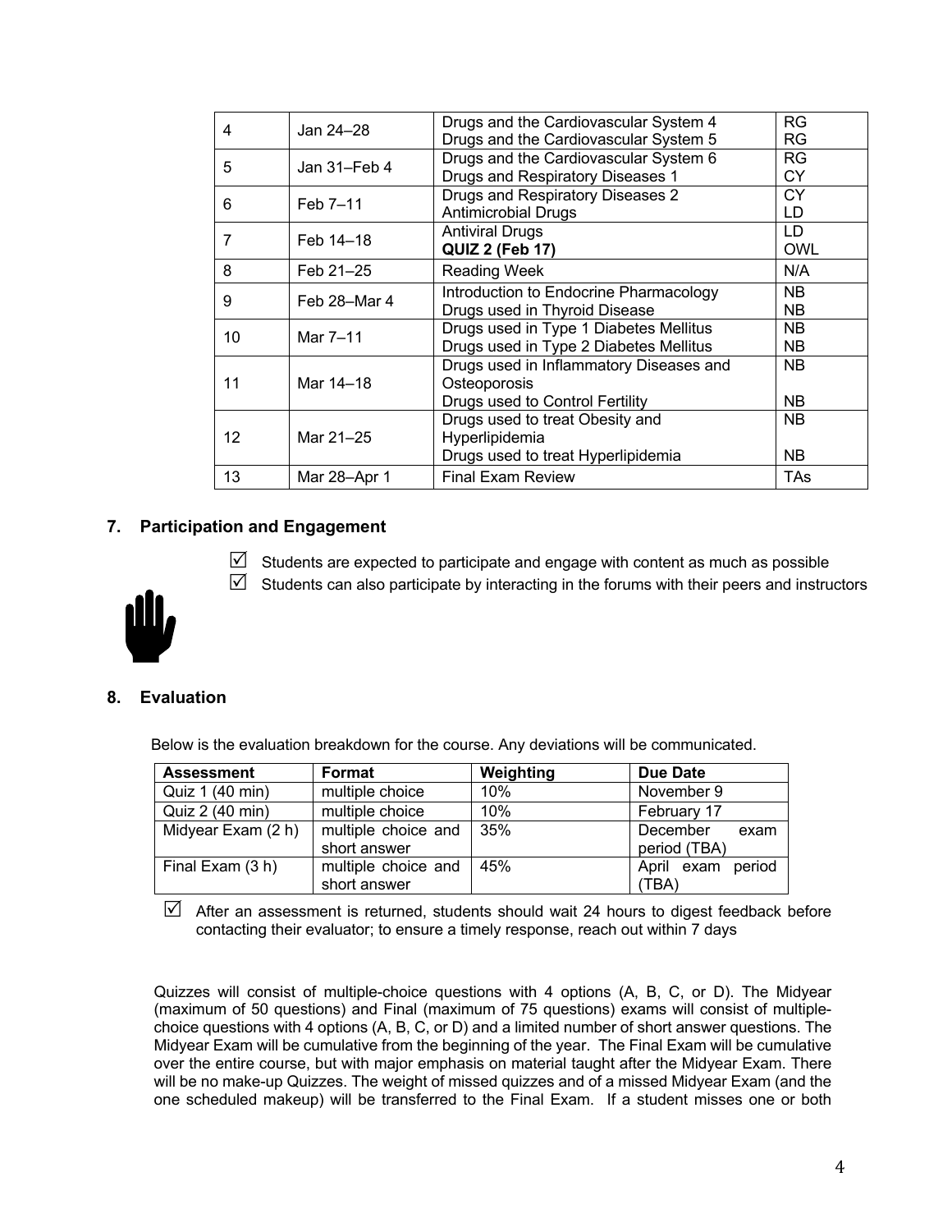| | | | |
|---|---|---|---|
| 4 | Jan 24–28 | Drugs and the Cardiovascular System 4<br>Drugs and the Cardiovascular System 5 | RG<br>RG |
| 5 | Jan 31–Feb 4 | Drugs and the Cardiovascular System 6<br>Drugs and Respiratory Diseases 1 | RG<br>CY |
| 6 | Feb 7–11 | Drugs and Respiratory Diseases 2<br>Antimicrobial Drugs | CY<br>LD |
| 7 | Feb 14–18 | Antiviral Drugs<br>**QUIZ 2 (Feb 17)** | LD<br>OWL |
| 8 | Feb 21–25 | Reading Week | N/A |
| 9 | Feb 28–Mar 4 | Introduction to Endocrine Pharmacology<br>Drugs used in Thyroid Disease | NB<br>NB |
| 10 | Mar 7–11 | Drugs used in Type 1 Diabetes Mellitus<br>Drugs used in Type 2 Diabetes Mellitus | NB<br>NB |
| 11 | Mar 14–18 | Drugs used in Inflammatory Diseases and Osteoporosis<br>Drugs used to Control Fertility | NB<br><br>NB |
| 12 | Mar 21–25 | Drugs used to treat Obesity and Hyperlipidemia<br>Drugs used to treat Hyperlipidemia | NB<br><br>NB |
| 13 | Mar 28–Apr 1 | Final Exam Review | TAs |

## 7. Participation and Engagement

- ☑ Students are expected to participate and engage with content as much as possible
- ☑ Students can also participate by interacting in the forums with their peers and instructors

## 8. Evaluation

Below is the evaluation breakdown for the course. Any deviations will be communicated.

| Assessment | Format | Weighting | Due Date |
|---|---|---|---|
| Quiz 1 (40 min) | multiple choice | 10% | November 9 |
| Quiz 2 (40 min) | multiple choice | 10% | February 17 |
| Midyear Exam (2 h) | multiple choice and short answer | 35% | December exam period (TBA) |
| Final Exam (3 h) | multiple choice and short answer | 45% | April exam period (TBA) |

- ☑ After an assessment is returned, students should wait 24 hours to digest feedback before contacting their evaluator; to ensure a timely response, reach out within 7 days

Quizzes will consist of multiple-choice questions with 4 options (A, B, C, or D). The Midyear (maximum of 50 questions) and Final (maximum of 75 questions) exams will consist of multiple-choice questions with 4 options (A, B, C, or D) and a limited number of short answer questions. The Midyear Exam will be cumulative from the beginning of the year. The Final Exam will be cumulative over the entire course, but with major emphasis on material taught after the Midyear Exam. There will be no make-up Quizzes. The weight of missed quizzes and of a missed Midyear Exam (and the one scheduled makeup) will be transferred to the Final Exam. If a student misses one or both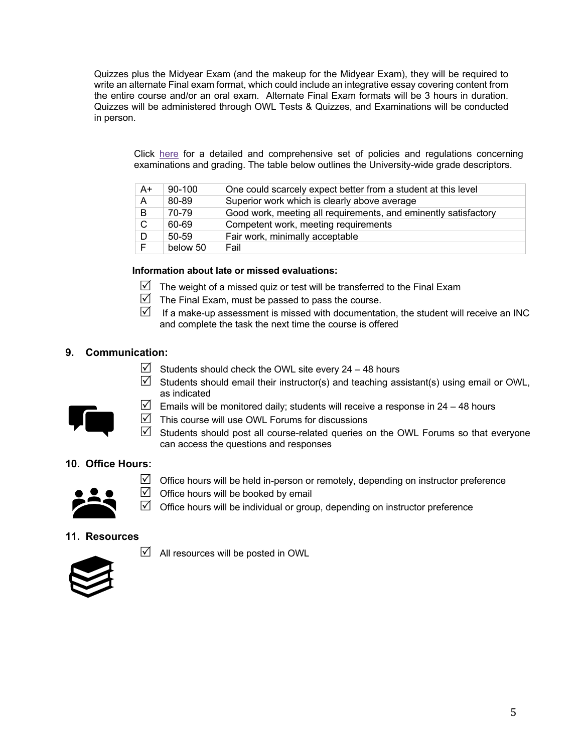Quizzes plus the Midyear Exam (and the makeup for the Midyear Exam), they will be required to write an alternate Final exam format, which could include an integrative essay covering content from the entire course and/or an oral exam. Alternate Final Exam formats will be 3 hours in duration. Quizzes will be administered through OWL Tests & Quizzes, and Examinations will be conducted in person.

Click here for a detailed and comprehensive set of policies and regulations concerning examinations and grading. The table below outlines the University-wide grade descriptors.

| | | |
|---|---|---|
| A+ | 90-100 | One could scarcely expect better from a student at this level |
| A | 80-89 | Superior work which is clearly above average |
| B | 70-79 | Good work, meeting all requirements, and eminently satisfactory |
| C | 60-69 | Competent work, meeting requirements |
| D | 50-59 | Fair work, minimally acceptable |
| F | below 50 | Fail |

**Information about late or missed evaluations:**

- ☑ The weight of a missed quiz or test will be transferred to the Final Exam
- ☑ The Final Exam, must be passed to pass the course.
- ☑ If a make-up assessment is missed with documentation, the student will receive an INC and complete the task the next time the course is offered

## 9. Communication:

- ☑ Students should check the OWL site every 24 – 48 hours
- ☑ Students should email their instructor(s) and teaching assistant(s) using email or OWL, as indicated
- ☑ Emails will be monitored daily; students will receive a response in 24 – 48 hours
- ☑ This course will use OWL Forums for discussions
- ☑ Students should post all course-related queries on the OWL Forums so that everyone can access the questions and responses

## 10. Office Hours:

- ☑ Office hours will be held in-person or remotely, depending on instructor preference
- ☑ Office hours will be booked by email
- ☑ Office hours will be individual or group, depending on instructor preference

## 11. Resources

- ☑ All resources will be posted in OWL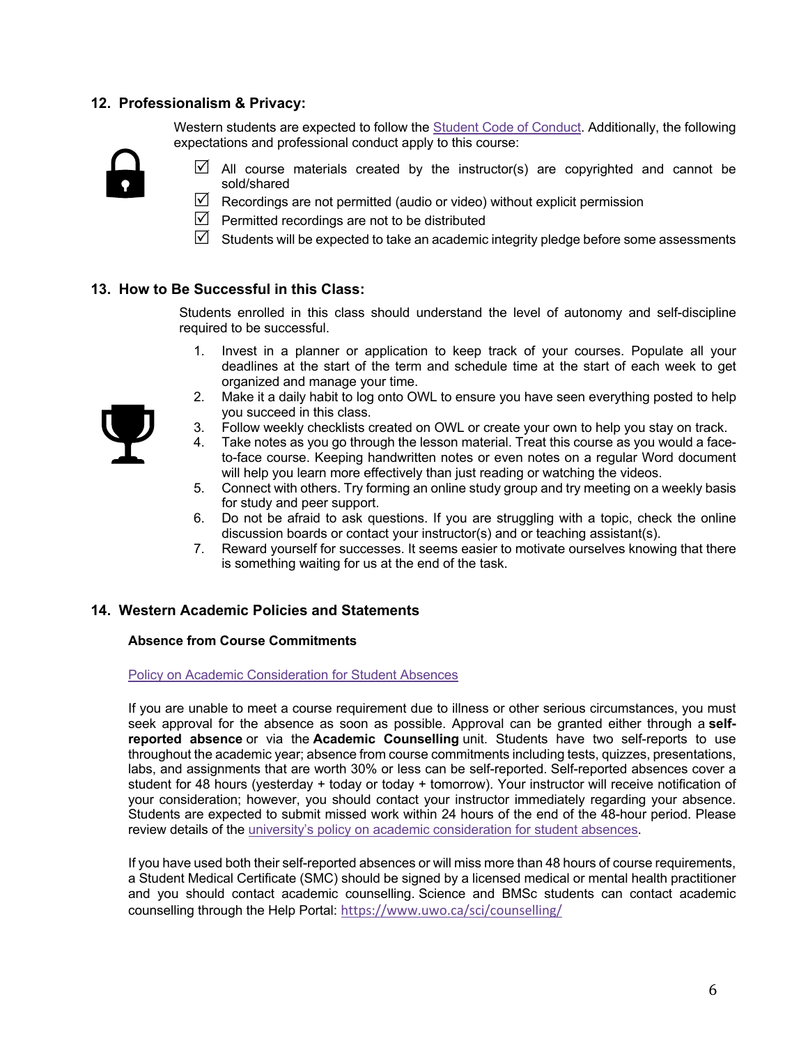## 12. Professionalism & Privacy:

Western students are expected to follow the [Student Code of Conduct](). Additionally, the following expectations and professional conduct apply to this course:

- ☑ All course materials created by the instructor(s) are copyrighted and cannot be sold/shared
- ☑ Recordings are not permitted (audio or video) without explicit permission
- ☑ Permitted recordings are not to be distributed
- ☑ Students will be expected to take an academic integrity pledge before some assessments

## 13. How to Be Successful in this Class:

Students enrolled in this class should understand the level of autonomy and self-discipline required to be successful.

1. Invest in a planner or application to keep track of your courses. Populate all your deadlines at the start of the term and schedule time at the start of each week to get organized and manage your time.
2. Make it a daily habit to log onto OWL to ensure you have seen everything posted to help you succeed in this class.
3. Follow weekly checklists created on OWL or create your own to help you stay on track.
4. Take notes as you go through the lesson material. Treat this course as you would a face-to-face course. Keeping handwritten notes or even notes on a regular Word document will help you learn more effectively than just reading or watching the videos.
5. Connect with others. Try forming an online study group and try meeting on a weekly basis for study and peer support.
6. Do not be afraid to ask questions. If you are struggling with a topic, check the online discussion boards or contact your instructor(s) and or teaching assistant(s).
7. Reward yourself for successes. It seems easier to motivate ourselves knowing that there is something waiting for us at the end of the task.

## 14. Western Academic Policies and Statements

### Absence from Course Commitments

[Policy on Academic Consideration for Student Absences]()

If you are unable to meet a course requirement due to illness or other serious circumstances, you must seek approval for the absence as soon as possible. Approval can be granted either through a **self-reported absence** or via the **Academic Counselling** unit. Students have two self-reports to use throughout the academic year; absence from course commitments including tests, quizzes, presentations, labs, and assignments that are worth 30% or less can be self-reported. Self-reported absences cover a student for 48 hours (yesterday + today or today + tomorrow). Your instructor will receive notification of your consideration; however, you should contact your instructor immediately regarding your absence. Students are expected to submit missed work within 24 hours of the end of the 48-hour period. Please review details of the [university's policy on academic consideration for student absences]().

If you have used both their self-reported absences or will miss more than 48 hours of course requirements, a Student Medical Certificate (SMC) should be signed by a licensed medical or mental health practitioner and you should contact academic counselling. Science and BMSc students can contact academic counselling through the Help Portal: https://www.uwo.ca/sci/counselling/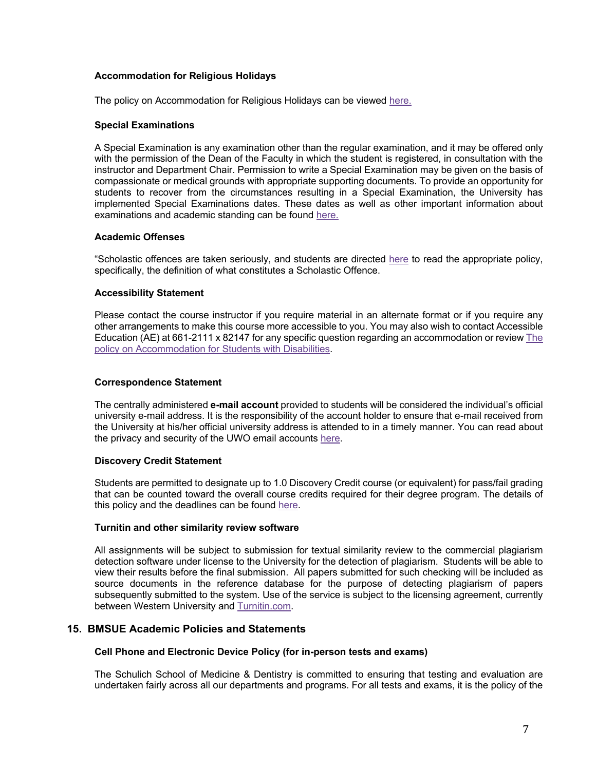### Accommodation for Religious Holidays

The policy on Accommodation for Religious Holidays can be viewed here.

### Special Examinations

A Special Examination is any examination other than the regular examination, and it may be offered only with the permission of the Dean of the Faculty in which the student is registered, in consultation with the instructor and Department Chair. Permission to write a Special Examination may be given on the basis of compassionate or medical grounds with appropriate supporting documents. To provide an opportunity for students to recover from the circumstances resulting in a Special Examination, the University has implemented Special Examinations dates. These dates as well as other important information about examinations and academic standing can be found here.

### Academic Offenses

"Scholastic offences are taken seriously, and students are directed here to read the appropriate policy, specifically, the definition of what constitutes a Scholastic Offence.

### Accessibility Statement

Please contact the course instructor if you require material in an alternate format or if you require any other arrangements to make this course more accessible to you. You may also wish to contact Accessible Education (AE) at 661-2111 x 82147 for any specific question regarding an accommodation or review The policy on Accommodation for Students with Disabilities.

### Correspondence Statement

The centrally administered **e-mail account** provided to students will be considered the individual's official university e-mail address. It is the responsibility of the account holder to ensure that e-mail received from the University at his/her official university address is attended to in a timely manner. You can read about the privacy and security of the UWO email accounts here.

### Discovery Credit Statement

Students are permitted to designate up to 1.0 Discovery Credit course (or equivalent) for pass/fail grading that can be counted toward the overall course credits required for their degree program. The details of this policy and the deadlines can be found here.

### Turnitin and other similarity review software

All assignments will be subject to submission for textual similarity review to the commercial plagiarism detection software under license to the University for the detection of plagiarism. Students will be able to view their results before the final submission. All papers submitted for such checking will be included as source documents in the reference database for the purpose of detecting plagiarism of papers subsequently submitted to the system. Use of the service is subject to the licensing agreement, currently between Western University and Turnitin.com.

## 15. BMSUE Academic Policies and Statements

### Cell Phone and Electronic Device Policy (for in-person tests and exams)

The Schulich School of Medicine & Dentistry is committed to ensuring that testing and evaluation are undertaken fairly across all our departments and programs. For all tests and exams, it is the policy of the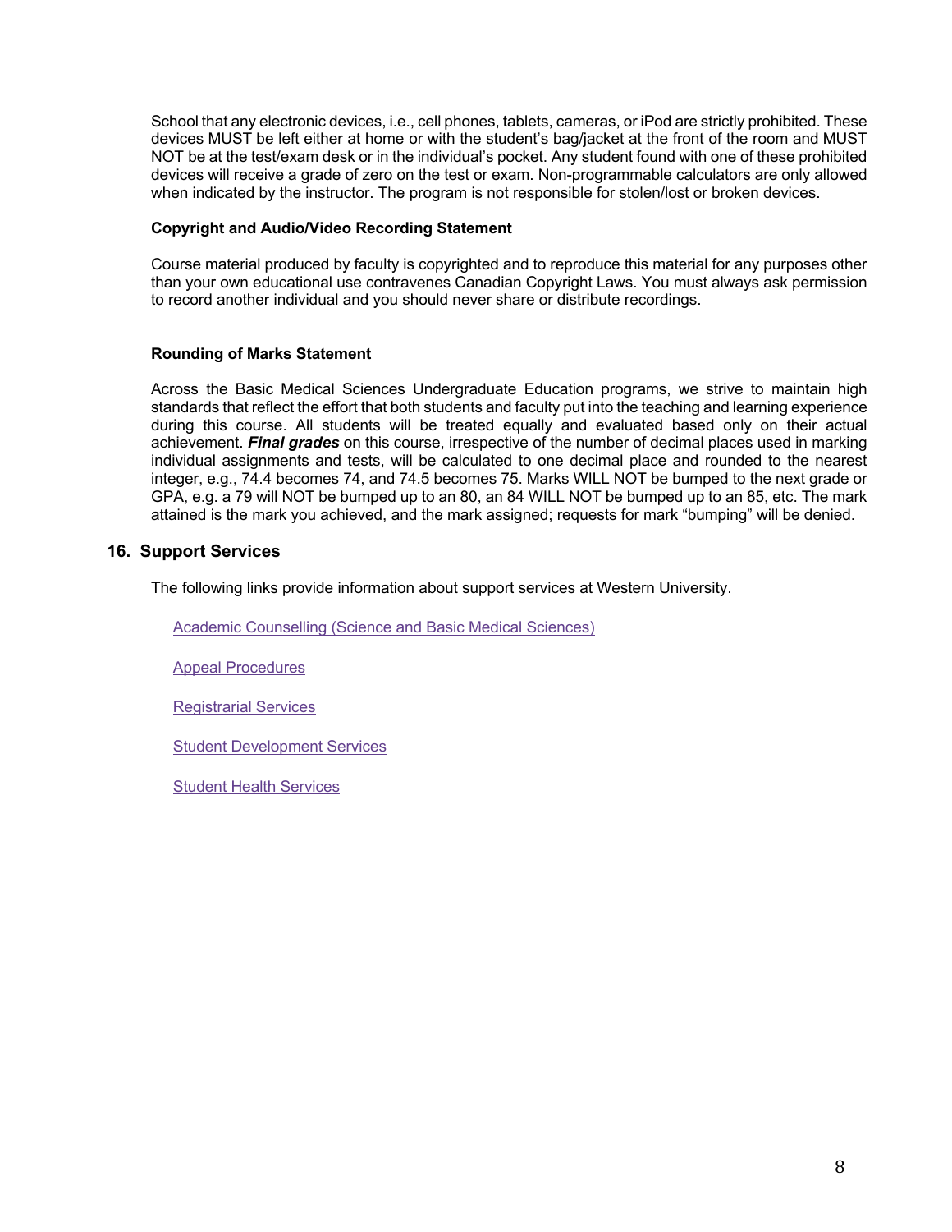School that any electronic devices, i.e., cell phones, tablets, cameras, or iPod are strictly prohibited. These devices MUST be left either at home or with the student's bag/jacket at the front of the room and MUST NOT be at the test/exam desk or in the individual's pocket. Any student found with one of these prohibited devices will receive a grade of zero on the test or exam. Non-programmable calculators are only allowed when indicated by the instructor. The program is not responsible for stolen/lost or broken devices.

**Copyright and Audio/Video Recording Statement**

Course material produced by faculty is copyrighted and to reproduce this material for any purposes other than your own educational use contravenes Canadian Copyright Laws. You must always ask permission to record another individual and you should never share or distribute recordings.

**Rounding of Marks Statement**

Across the Basic Medical Sciences Undergraduate Education programs, we strive to maintain high standards that reflect the effort that both students and faculty put into the teaching and learning experience during this course. All students will be treated equally and evaluated based only on their actual achievement. ***Final grades*** on this course, irrespective of the number of decimal places used in marking individual assignments and tests, will be calculated to one decimal place and rounded to the nearest integer, e.g., 74.4 becomes 74, and 74.5 becomes 75. Marks WILL NOT be bumped to the next grade or GPA, e.g. a 79 will NOT be bumped up to an 80, an 84 WILL NOT be bumped up to an 85, etc. The mark attained is the mark you achieved, and the mark assigned; requests for mark "bumping" will be denied.

## 16. Support Services

The following links provide information about support services at Western University.

Academic Counselling (Science and Basic Medical Sciences)

Appeal Procedures

Registrarial Services

Student Development Services

Student Health Services